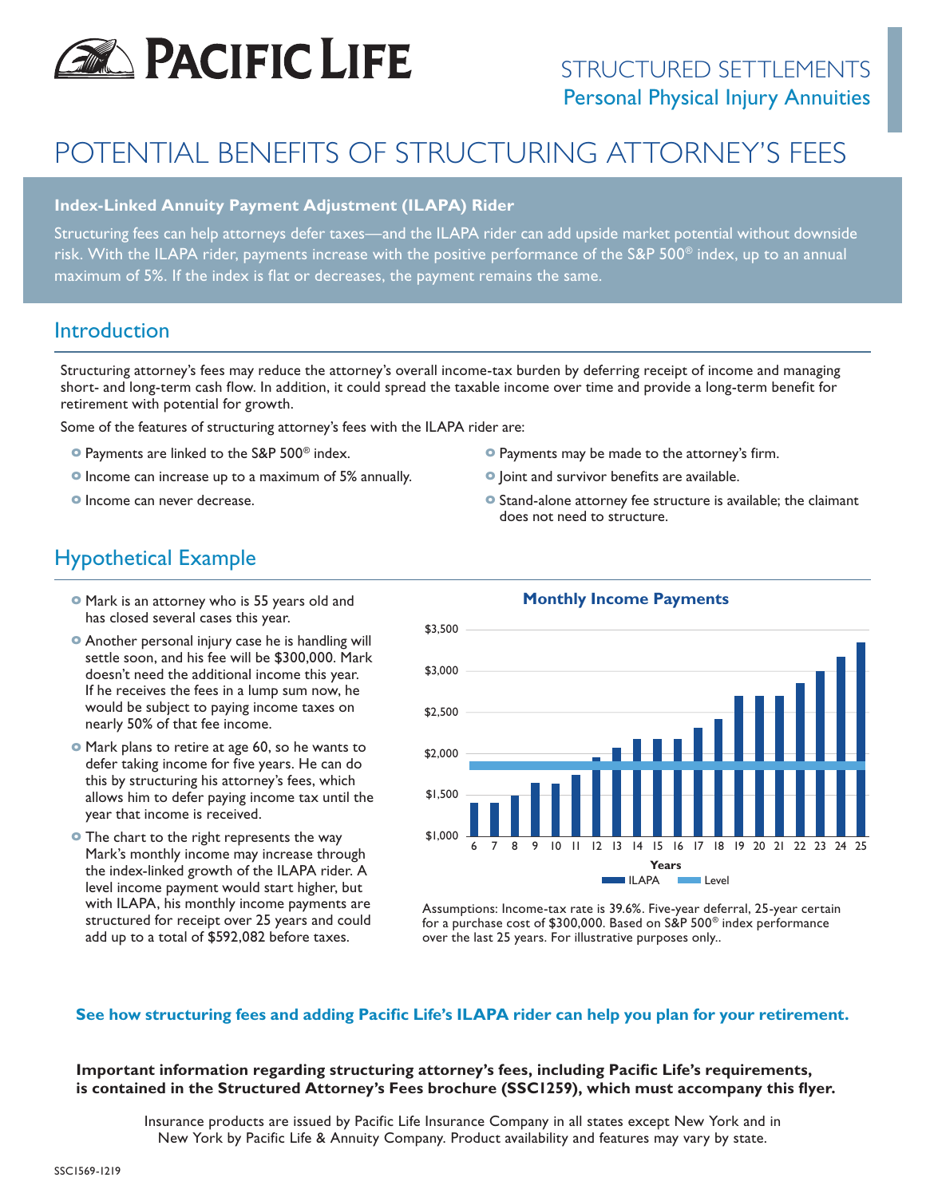# PACIFIC LIFE

STRUCTURED SETTLEMENTS
Personal Physical Injury Annuities

# POTENTIAL BENEFITS OF STRUCTURING ATTORNEY'S FEES

**Index-Linked Annuity Payment Adjustment (ILAPA) Rider**

Structuring fees can help attorneys defer taxes—and the ILAPA rider can add upside market potential without downside risk. With the ILAPA rider, payments increase with the positive performance of the S&P 500® index, up to an annual maximum of 5%. If the index is flat or decreases, the payment remains the same.

## Introduction

Structuring attorney's fees may reduce the attorney's overall income-tax burden by deferring receipt of income and managing short- and long-term cash flow. In addition, it could spread the taxable income over time and provide a long-term benefit for retirement with potential for growth.

Some of the features of structuring attorney's fees with the ILAPA rider are:

- Payments are linked to the S&P 500® index.
- Income can increase up to a maximum of 5% annually.
- Income can never decrease.
- Payments may be made to the attorney's firm.
- Joint and survivor benefits are available.
- Stand-alone attorney fee structure is available; the claimant does not need to structure.

## Hypothetical Example

- Mark is an attorney who is 55 years old and has closed several cases this year.
- Another personal injury case he is handling will settle soon, and his fee will be $300,000. Mark doesn't need the additional income this year. If he receives the fees in a lump sum now, he would be subject to paying income taxes on nearly 50% of that fee income.
- Mark plans to retire at age 60, so he wants to defer taking income for five years. He can do this by structuring his attorney's fees, which allows him to defer paying income tax until the year that income is received.
- The chart to the right represents the way Mark's monthly income may increase through the index-linked growth of the ILAPA rider. A level income payment would start higher, but with ILAPA, his monthly income payments are structured for receipt over 25 years and could add up to a total of $592,082 before taxes.

**Monthly Income Payments**

(Bar chart: Monthly income payments in years 6–25, ILAPA vs. Level; y-axis $1,000–$3,500. Legend: ILAPA, Level. X-axis: Years.)

Assumptions: Income-tax rate is 39.6%. Five-year deferral, 25-year certain for a purchase cost of $300,000. Based on S&P 500® index performance over the last 25 years. For illustrative purposes only..

**See how structuring fees and adding Pacific Life's ILAPA rider can help you plan for your retirement.**

**Important information regarding structuring attorney's fees, including Pacific Life's requirements, is contained in the Structured Attorney's Fees brochure (SSC1259), which must accompany this flyer.**

Insurance products are issued by Pacific Life Insurance Company in all states except New York and in New York by Pacific Life & Annuity Company. Product availability and features may vary by state.

SSC1569-1219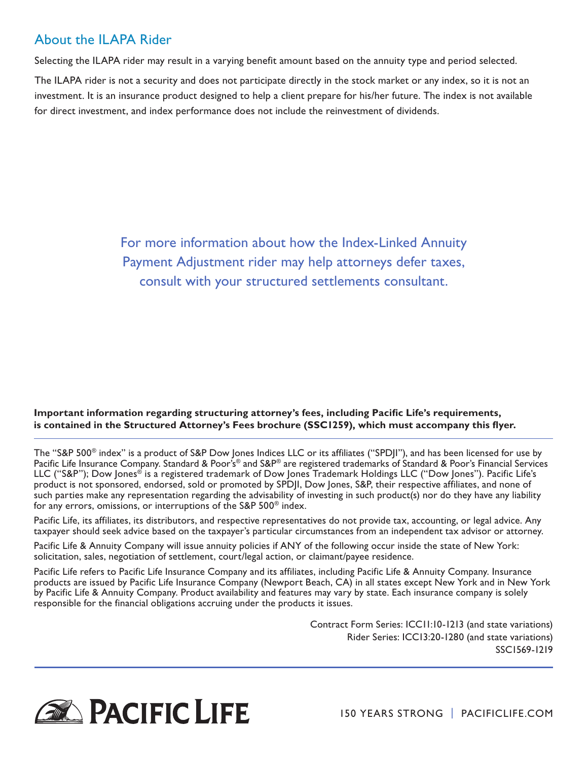## About the ILAPA Rider

Selecting the ILAPA rider may result in a varying benefit amount based on the annuity type and period selected.

The ILAPA rider is not a security and does not participate directly in the stock market or any index, so it is not an investment. It is an insurance product designed to help a client prepare for his/her future. The index is not available for direct investment, and index performance does not include the reinvestment of dividends.

For more information about how the Index-Linked Annuity Payment Adjustment rider may help attorneys defer taxes, consult with your structured settlements consultant.

**Important information regarding structuring attorney's fees, including Pacific Life's requirements, is contained in the Structured Attorney's Fees brochure (SSC1259), which must accompany this flyer.**

---

The "S&P 500® index" is a product of S&P Dow Jones Indices LLC or its affiliates ("SPDJI"), and has been licensed for use by Pacific Life Insurance Company. Standard & Poor's® and S&P® are registered trademarks of Standard & Poor's Financial Services LLC ("S&P"); Dow Jones® is a registered trademark of Dow Jones Trademark Holdings LLC ("Dow Jones"). Pacific Life's product is not sponsored, endorsed, sold or promoted by SPDJI, Dow Jones, S&P, their respective affiliates, and none of such parties make any representation regarding the advisability of investing in such product(s) nor do they have any liability for any errors, omissions, or interruptions of the S&P 500® index.

Pacific Life, its affiliates, its distributors, and respective representatives do not provide tax, accounting, or legal advice. Any taxpayer should seek advice based on the taxpayer's particular circumstances from an independent tax advisor or attorney.

Pacific Life & Annuity Company will issue annuity policies if ANY of the following occur inside the state of New York: solicitation, sales, negotiation of settlement, court/legal action, or claimant/payee residence.

Pacific Life refers to Pacific Life Insurance Company and its affiliates, including Pacific Life & Annuity Company. Insurance products are issued by Pacific Life Insurance Company (Newport Beach, CA) in all states except New York and in New York by Pacific Life & Annuity Company. Product availability and features may vary by state. Each insurance company is solely responsible for the financial obligations accruing under the products it issues.

Contract Form Series: ICC11:10-1213 (and state variations)
Rider Series: ICC13:20-1280 (and state variations)
SSC1569-1219

PACIFIC LIFE

150 YEARS STRONG | PACIFICLIFE.COM